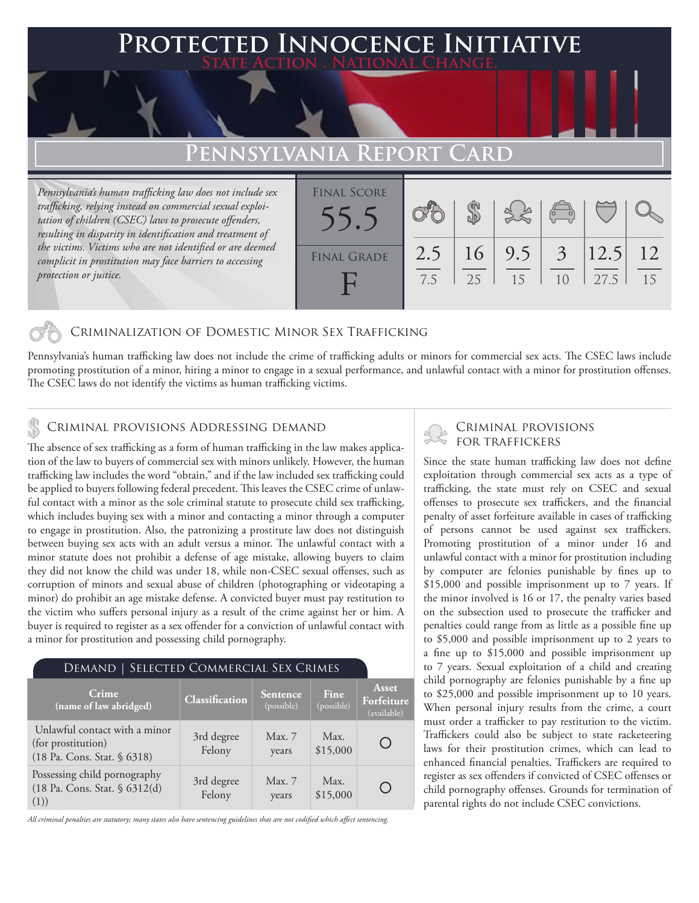# Protected Innocence Initiative

**State Action . National Change.**

## Pennsylvania Report Card

*Pennsylvania's human trafficking law does not include sex trafficking, relying instead on commercial sexual exploitation of children (CSEC) laws to prosecute offenders, resulting in disparity in identification and treatment of the victims. Victims who are not identified or are deemed complicit in prostitution may face barriers to accessing protection or justice.*

| Final Score | Final Grade |
|---|---|
| 55.5 | F |

| Criminalization of Domestic Minor Sex Trafficking | Criminal Provisions Addressing Demand | Criminal Provisions for Traffickers | Criminal Provisions for Facilitators | Protective Provisions for the Child Victims | Criminal Justice Tools for Investigation and Prosecutions |
|---|---|---|---|---|---|
| 2.5 / 7.5 | 16 / 25 | 9.5 / 15 | 3 / 10 | 12.5 / 27.5 | 12 / 15 |

### Criminalization of Domestic Minor Sex Trafficking

Pennsylvania's human trafficking law does not include the crime of trafficking adults or minors for commercial sex acts. The CSEC laws include promoting prostitution of a minor, hiring a minor to engage in a sexual performance, and unlawful contact with a minor for prostitution offenses. The CSEC laws do not identify the victims as human trafficking victims.

### Criminal provisions Addressing demand

The absence of sex trafficking as a form of human trafficking in the law makes application of the law to buyers of commercial sex with minors unlikely. However, the human trafficking law includes the word "obtain," and if the law included sex trafficking could be applied to buyers following federal precedent. This leaves the CSEC crime of unlawful contact with a minor as the sole criminal statute to prosecute child sex trafficking, which includes buying sex with a minor and contacting a minor through a computer to engage in prostitution. Also, the patronizing a prostitute law does not distinguish between buying sex acts with an adult versus a minor. The unlawful contact with a minor statute does not prohibit a defense of age mistake, allowing buyers to claim they did not know the child was under 18, while non-CSEC sexual offenses, such as corruption of minors and sexual abuse of children (photographing or videotaping a minor) do prohibit an age mistake defense. A convicted buyer must pay restitution to the victim who suffers personal injury as a result of the crime against her or him. A buyer is required to register as a sex offender for a conviction of unlawful contact with a minor for prostitution and possessing child pornography.

**Demand | Selected Commercial Sex Crimes**

| Crime (name of law abridged) | Classification | Sentence (possible) | Fine (possible) | Asset Forfeiture (available) |
|---|---|---|---|---|
| Unlawful contact with a minor (for prostitution) (18 Pa. Cons. Stat. § 6318) | 3rd degree Felony | Max. 7 years | Max. $15,000 | ○ |
| Possessing child pornography (18 Pa. Cons. Stat. § 6312(d)(1)) | 3rd degree Felony | Max. 7 years | Max. $15,000 | ○ |

*All criminal penalties are statutory; many states also have sentencing guidelines that are not codified which affect sentencing.*

### Criminal provisions for traffickers

Since the state human trafficking law does not define exploitation through commercial sex acts as a type of trafficking, the state must rely on CSEC and sexual offenses to prosecute sex traffickers, and the financial penalty of asset forfeiture available in cases of trafficking of persons cannot be used against sex traffickers. Promoting prostitution of a minor under 16 and unlawful contact with a minor for prostitution including by computer are felonies punishable by fines up to $15,000 and possible imprisonment up to 7 years. If the minor involved is 16 or 17, the penalty varies based on the subsection used to prosecute the trafficker and penalties could range from as little as a possible fine up to $5,000 and possible imprisonment up to 2 years to a fine up to $15,000 and possible imprisonment up to 7 years. Sexual exploitation of a child and creating child pornography are felonies punishable by a fine up to $25,000 and possible imprisonment up to 10 years. When personal injury results from the crime, a court must order a trafficker to pay restitution to the victim. Traffickers could also be subject to state racketeering laws for their prostitution crimes, which can lead to enhanced financial penalties. Traffickers are required to register as sex offenders if convicted of CSEC offenses or child pornography offenses. Grounds for termination of parental rights do not include CSEC convictions.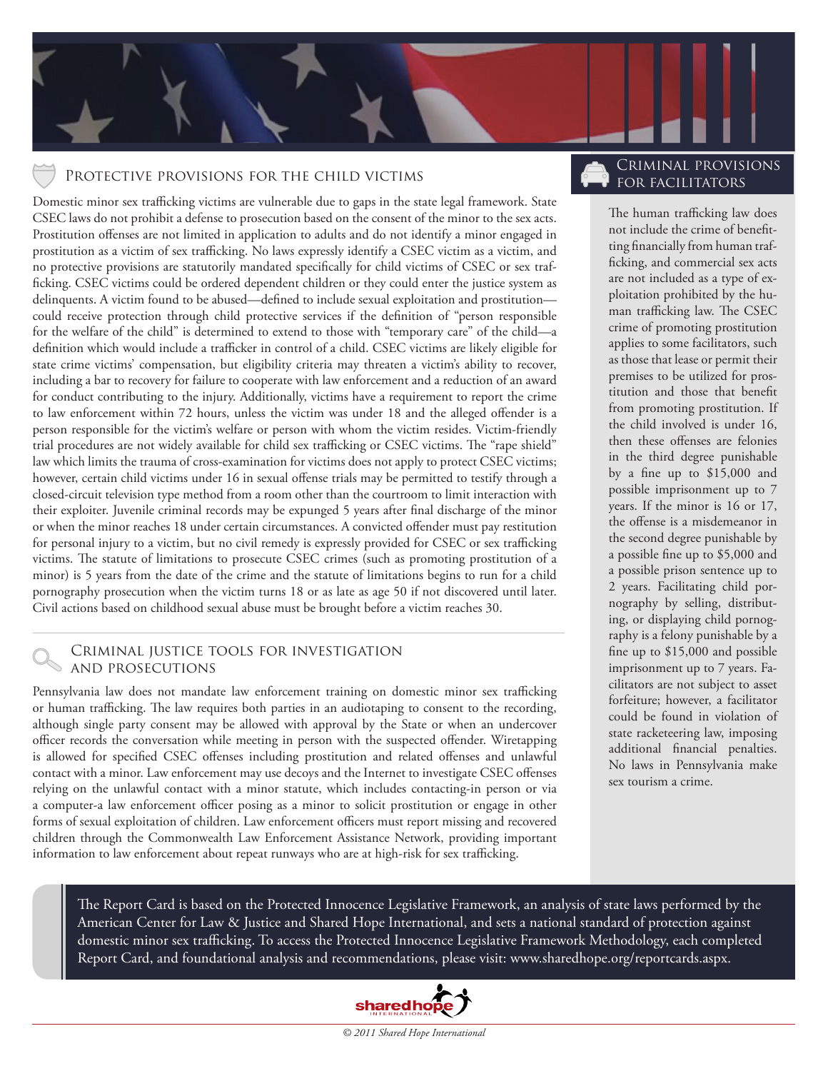## Protective provisions for the child victims

Domestic minor sex trafficking victims are vulnerable due to gaps in the state legal framework. State CSEC laws do not prohibit a defense to prosecution based on the consent of the minor to the sex acts. Prostitution offenses are not limited in application to adults and do not identify a minor engaged in prostitution as a victim of sex trafficking. No laws expressly identify a CSEC victim as a victim, and no protective provisions are statutorily mandated specifically for child victims of CSEC or sex trafficking. CSEC victims could be ordered dependent children or they could enter the justice system as delinquents. A victim found to be abused—defined to include sexual exploitation and prostitution—could receive protection through child protective services if the definition of "person responsible for the welfare of the child" is determined to extend to those with "temporary care" of the child—a definition which would include a trafficker in control of a child. CSEC victims are likely eligible for state crime victims' compensation, but eligibility criteria may threaten a victim's ability to recover, including a bar to recovery for failure to cooperate with law enforcement and a reduction of an award for conduct contributing to the injury. Additionally, victims have a requirement to report the crime to law enforcement within 72 hours, unless the victim was under 18 and the alleged offender is a person responsible for the victim's welfare or person with whom the victim resides. Victim-friendly trial procedures are not widely available for child sex trafficking or CSEC victims. The "rape shield" law which limits the trauma of cross-examination for victims does not apply to protect CSEC victims; however, certain child victims under 16 in sexual offense trials may be permitted to testify through a closed-circuit television type method from a room other than the courtroom to limit interaction with their exploiter. Juvenile criminal records may be expunged 5 years after final discharge of the minor or when the minor reaches 18 under certain circumstances. A convicted offender must pay restitution for personal injury to a victim, but no civil remedy is expressly provided for CSEC or sex trafficking victims. The statute of limitations to prosecute CSEC crimes (such as promoting prostitution of a minor) is 5 years from the date of the crime and the statute of limitations begins to run for a child pornography prosecution when the victim turns 18 or as late as age 50 if not discovered until later. Civil actions based on childhood sexual abuse must be brought before a victim reaches 30.

## Criminal justice tools for investigation and prosecutions

Pennsylvania law does not mandate law enforcement training on domestic minor sex trafficking or human trafficking. The law requires both parties in an audiotaping to consent to the recording, although single party consent may be allowed with approval by the State or when an undercover officer records the conversation while meeting in person with the suspected offender. Wiretapping is allowed for specified CSEC offenses including prostitution and related offenses and unlawful contact with a minor. Law enforcement may use decoys and the Internet to investigate CSEC offenses relying on the unlawful contact with a minor statute, which includes contacting-in person or via a computer-a law enforcement officer posing as a minor to solicit prostitution or engage in other forms of sexual exploitation of children. Law enforcement officers must report missing and recovered children through the Commonwealth Law Enforcement Assistance Network, providing important information to law enforcement about repeat runways who are at high-risk for sex trafficking.

## Criminal provisions for facilitators

The human trafficking law does not include the crime of benefitting financially from human trafficking, and commercial sex acts are not included as a type of exploitation prohibited by the human trafficking law. The CSEC crime of promoting prostitution applies to some facilitators, such as those that lease or permit their premises to be utilized for prostitution and those that benefit from promoting prostitution. If the child involved is under 16, then these offenses are felonies in the third degree punishable by a fine up to $15,000 and possible imprisonment up to 7 years. If the minor is 16 or 17, the offense is a misdemeanor in the second degree punishable by a possible fine up to $5,000 and a possible prison sentence up to 2 years. Facilitating child pornography by selling, distributing, or displaying child pornography is a felony punishable by a fine up to $15,000 and possible imprisonment up to 7 years. Facilitators are not subject to asset forfeiture; however, a facilitator could be found in violation of state racketeering law, imposing additional financial penalties. No laws in Pennsylvania make sex tourism a crime.

The Report Card is based on the Protected Innocence Legislative Framework, an analysis of state laws performed by the American Center for Law & Justice and Shared Hope International, and sets a national standard of protection against domestic minor sex trafficking. To access the Protected Innocence Legislative Framework Methodology, each completed Report Card, and foundational analysis and recommendations, please visit: www.sharedhope.org/reportcards.aspx.

*© 2011 Shared Hope International*